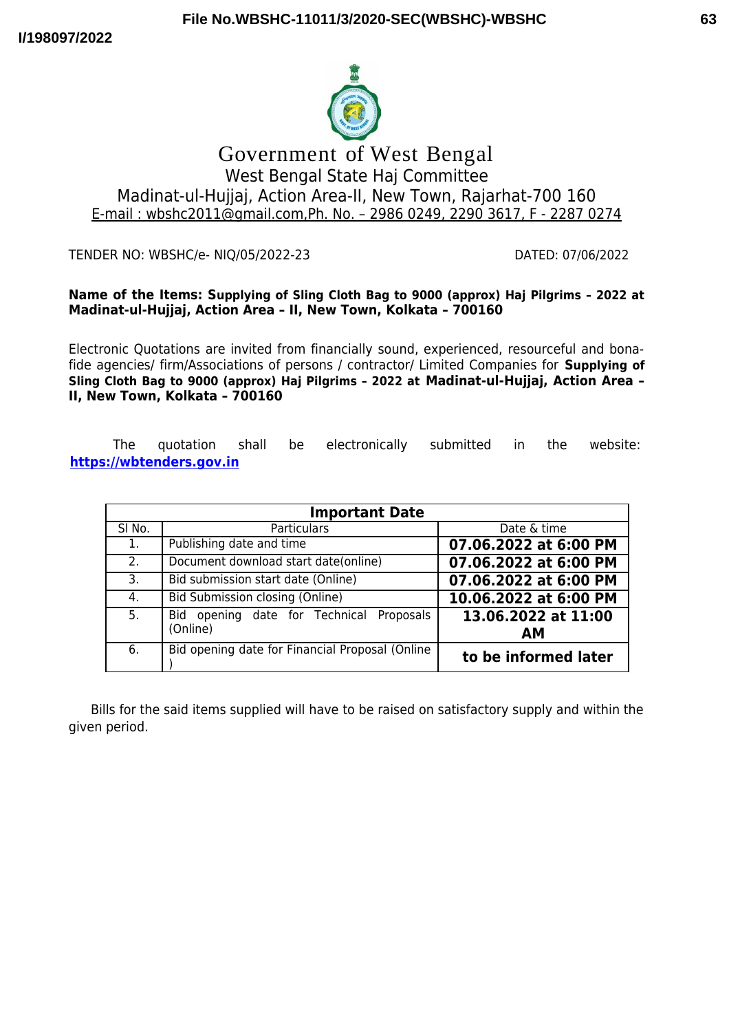# Government of West Bengal

## West Bengal State Haj Committee

Madinat-ul-Hujjaj, Action Area-II, New Town, Rajarhat-700 160

E-mail : wbshc2011@gmail.com,Ph. No. – 2986 0249, 2290 3617, F - 2287 0274

TENDER NO: WBSHC/e- NIQ/05/2022-23 DATED: 07/06/2022

**Name of the Items: Supplying of Sling Cloth Bag to 9000 (approx) Haj Pilgrims – 2022 at Madinat-ul-Hujjaj, Action Area – II, New Town, Kolkata – 700160**

Electronic Quotations are invited from financially sound, experienced, resourceful and bona-fide agencies/ firm/Associations of persons / contractor/ Limited Companies for **Supplying of Sling Cloth Bag to 9000 (approx) Haj Pilgrims – 2022 at Madinat-ul-Hujjaj, Action Area – II, New Town, Kolkata – 700160**

The quotation shall be electronically submitted in the website: **https://wbtenders.gov.in**

| **Important Date** | | |
|---|---|---|
| Sl No. | Particulars | Date & time |
| 1. | Publishing date and time | **07.06.2022 at 6:00 PM** |
| 2. | Document download start date(online) | **07.06.2022 at 6:00 PM** |
| 3. | Bid submission start date (Online) | **07.06.2022 at 6:00 PM** |
| 4. | Bid Submission closing (Online) | **10.06.2022 at 6:00 PM** |
| 5. | Bid opening date for Technical Proposals (Online) | **13.06.2022 at 11:00 AM** |
| 6. | Bid opening date for Financial Proposal (Online ) | **to be informed later** |

Bills for the said items supplied will have to be raised on satisfactory supply and within the given period.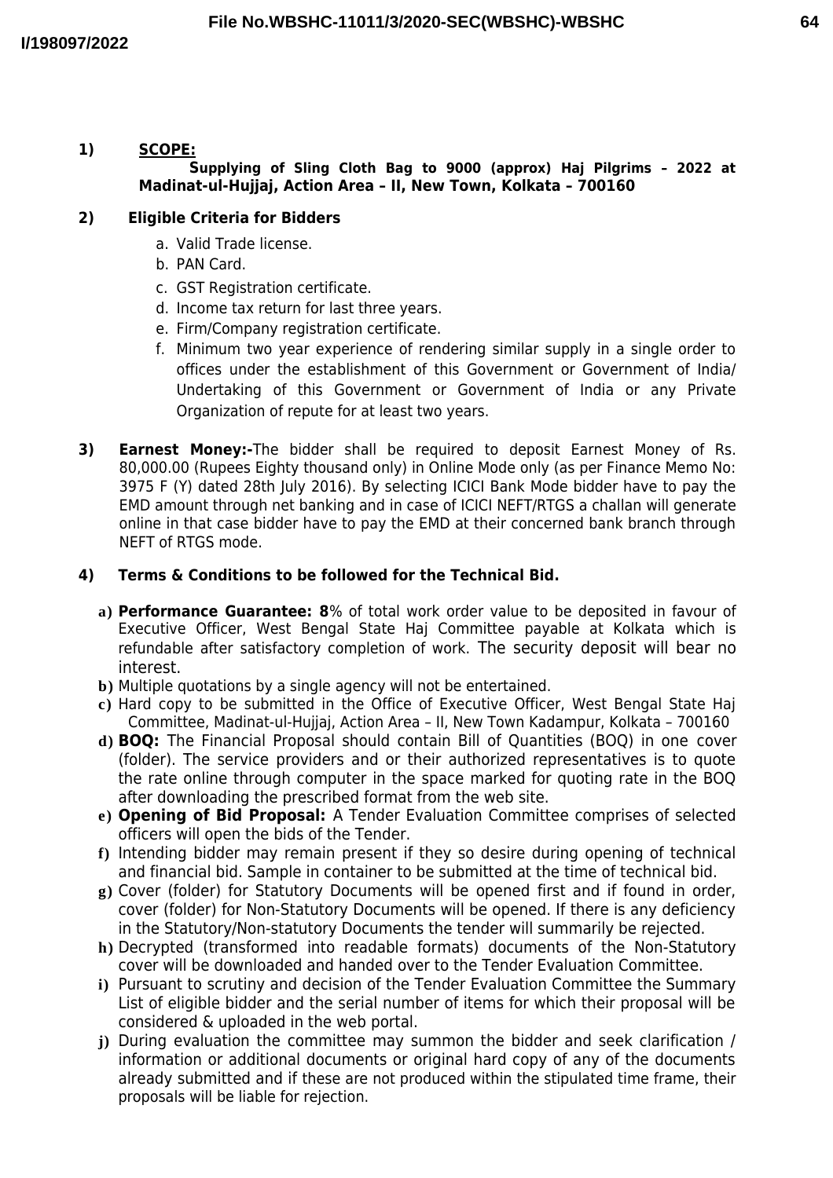1) **SCOPE:**

**Supplying of Sling Cloth Bag to 9000 (approx) Haj Pilgrims – 2022 at Madinat-ul-Hujjaj, Action Area – II, New Town, Kolkata – 700160**

2) **Eligible Criteria for Bidders**

   a. Valid Trade license.
   b. PAN Card.
   c. GST Registration certificate.
   d. Income tax return for last three years.
   e. Firm/Company registration certificate.
   f. Minimum two year experience of rendering similar supply in a single order to offices under the establishment of this Government or Government of India/ Undertaking of this Government or Government of India or any Private Organization of repute for at least two years.

3) **Earnest Money:-**The bidder shall be required to deposit Earnest Money of Rs. 80,000.00 (Rupees Eighty thousand only) in Online Mode only (as per Finance Memo No: 3975 F (Y) dated 28th July 2016). By selecting ICICI Bank Mode bidder have to pay the EMD amount through net banking and in case of ICICI NEFT/RTGS a challan will generate online in that case bidder have to pay the EMD at their concerned bank branch through NEFT of RTGS mode.

4) **Terms & Conditions to be followed for the Technical Bid.**

   a) **Performance Guarantee: 8**% of total work order value to be deposited in favour of Executive Officer, West Bengal State Haj Committee payable at Kolkata which is refundable after satisfactory completion of work. The security deposit will bear no interest.
   b) Multiple quotations by a single agency will not be entertained.
   c) Hard copy to be submitted in the Office of Executive Officer, West Bengal State Haj Committee, Madinat-ul-Hujjaj, Action Area – II, New Town Kadampur, Kolkata – 700160
   d) **BOQ:** The Financial Proposal should contain Bill of Quantities (BOQ) in one cover (folder). The service providers and or their authorized representatives is to quote the rate online through computer in the space marked for quoting rate in the BOQ after downloading the prescribed format from the web site.
   e) **Opening of Bid Proposal:** A Tender Evaluation Committee comprises of selected officers will open the bids of the Tender.
   f) Intending bidder may remain present if they so desire during opening of technical and financial bid. Sample in container to be submitted at the time of technical bid.
   g) Cover (folder) for Statutory Documents will be opened first and if found in order, cover (folder) for Non-Statutory Documents will be opened. If there is any deficiency in the Statutory/Non-statutory Documents the tender will summarily be rejected.
   h) Decrypted (transformed into readable formats) documents of the Non-Statutory cover will be downloaded and handed over to the Tender Evaluation Committee.
   i) Pursuant to scrutiny and decision of the Tender Evaluation Committee the Summary List of eligible bidder and the serial number of items for which their proposal will be considered & uploaded in the web portal.
   j) During evaluation the committee may summon the bidder and seek clarification / information or additional documents or original hard copy of any of the documents already submitted and if these are not produced within the stipulated time frame, their proposals will be liable for rejection.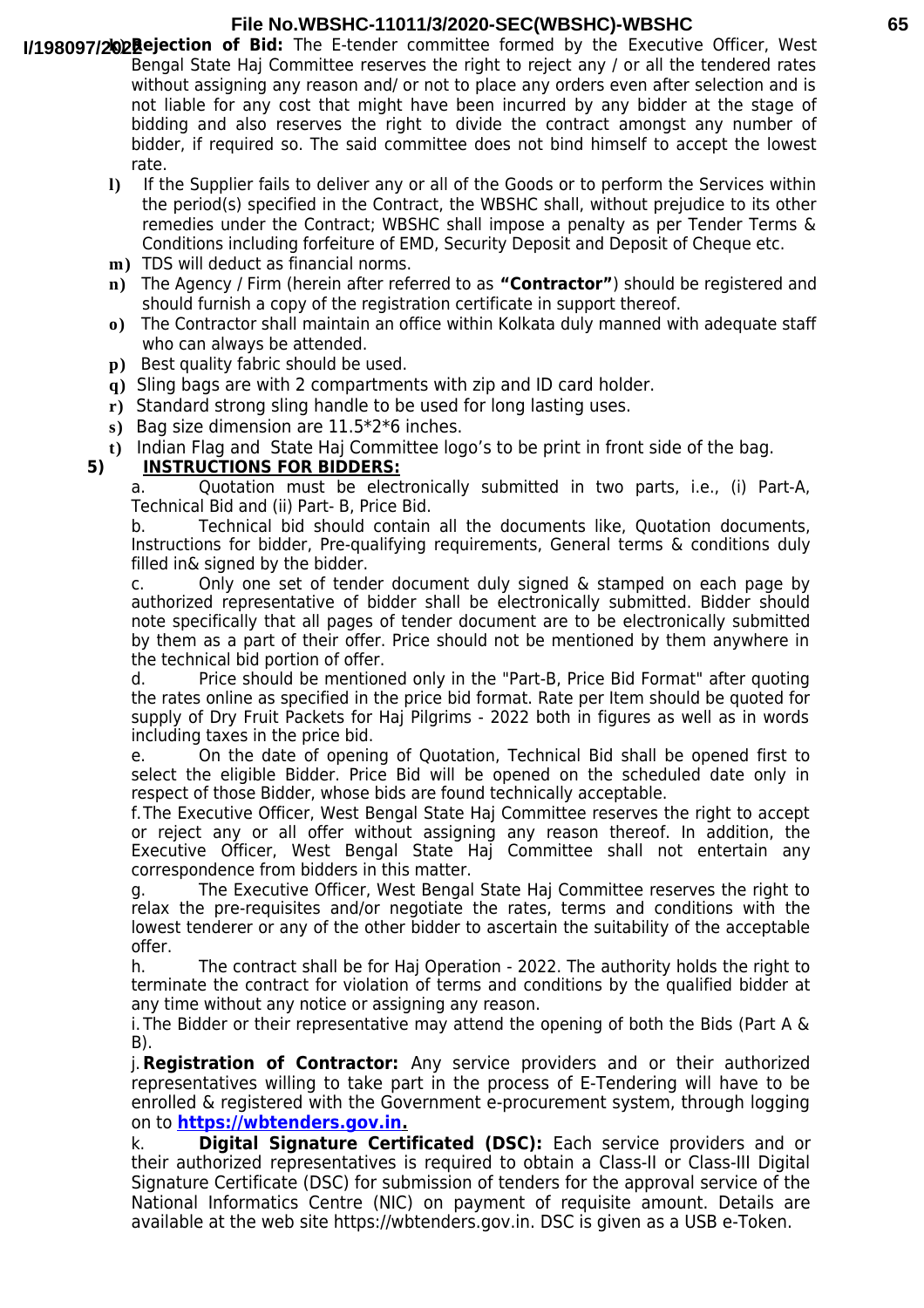**k) Rejection of Bid:** The E-tender committee formed by the Executive Officer, West Bengal State Haj Committee reserves the right to reject any / or all the tendered rates without assigning any reason and/ or not to place any orders even after selection and is not liable for any cost that might have been incurred by any bidder at the stage of bidding and also reserves the right to divide the contract amongst any number of bidder, if required so. The said committee does not bind himself to accept the lowest rate.

**l)** If the Supplier fails to deliver any or all of the Goods or to perform the Services within the period(s) specified in the Contract, the WBSHC shall, without prejudice to its other remedies under the Contract; WBSHC shall impose a penalty as per Tender Terms & Conditions including forfeiture of EMD, Security Deposit and Deposit of Cheque etc.

**m)** TDS will deduct as financial norms.

**n)** The Agency / Firm (herein after referred to as **"Contractor"**) should be registered and should furnish a copy of the registration certificate in support thereof.

**o)** The Contractor shall maintain an office within Kolkata duly manned with adequate staff who can always be attended.

**p)** Best quality fabric should be used.

**q)** Sling bags are with 2 compartments with zip and ID card holder.

**r)** Standard strong sling handle to be used for long lasting uses.

**s)** Bag size dimension are 11.5*2*6 inches.

**t)** Indian Flag and State Haj Committee logo's to be print in front side of the bag.

## 5) INSTRUCTIONS FOR BIDDERS:

a. Quotation must be electronically submitted in two parts, i.e., (i) Part-A, Technical Bid and (ii) Part- B, Price Bid.

b. Technical bid should contain all the documents like, Quotation documents, Instructions for bidder, Pre-qualifying requirements, General terms & conditions duly filled in& signed by the bidder.

c. Only one set of tender document duly signed & stamped on each page by authorized representative of bidder shall be electronically submitted. Bidder should note specifically that all pages of tender document are to be electronically submitted by them as a part of their offer. Price should not be mentioned by them anywhere in the technical bid portion of offer.

d. Price should be mentioned only in the "Part-B, Price Bid Format" after quoting the rates online as specified in the price bid format. Rate per Item should be quoted for supply of Dry Fruit Packets for Haj Pilgrims - 2022 both in figures as well as in words including taxes in the price bid.

e. On the date of opening of Quotation, Technical Bid shall be opened first to select the eligible Bidder. Price Bid will be opened on the scheduled date only in respect of those Bidder, whose bids are found technically acceptable.

f. The Executive Officer, West Bengal State Haj Committee reserves the right to accept or reject any or all offer without assigning any reason thereof. In addition, the Executive Officer, West Bengal State Haj Committee shall not entertain any correspondence from bidders in this matter.

g. The Executive Officer, West Bengal State Haj Committee reserves the right to relax the pre-requisites and/or negotiate the rates, terms and conditions with the lowest tenderer or any of the other bidder to ascertain the suitability of the acceptable offer.

h. The contract shall be for Haj Operation - 2022. The authority holds the right to terminate the contract for violation of terms and conditions by the qualified bidder at any time without any notice or assigning any reason.

i. The Bidder or their representative may attend the opening of both the Bids (Part A & B).

j. **Registration of Contractor:** Any service providers and or their authorized representatives willing to take part in the process of E-Tendering will have to be enrolled & registered with the Government e-procurement system, through logging on to **https://wbtenders.gov.in.**

k. **Digital Signature Certificated (DSC):** Each service providers and or their authorized representatives is required to obtain a Class-II or Class-III Digital Signature Certificate (DSC) for submission of tenders for the approval service of the National Informatics Centre (NIC) on payment of requisite amount. Details are available at the web site https://wbtenders.gov.in. DSC is given as a USB e-Token.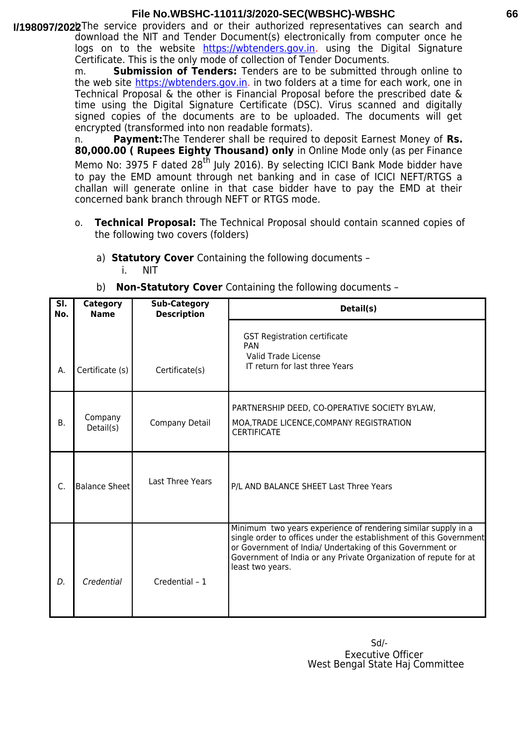The service providers and or their authorized representatives can search and download the NIT and Tender Document(s) electronically from computer once he logs on to the website https://wbtenders.gov.in. using the Digital Signature Certificate. This is the only mode of collection of Tender Documents.

m. **Submission of Tenders:** Tenders are to be submitted through online to the web site https://wbtenders.gov.in. in two folders at a time for each work, one in Technical Proposal & the other is Financial Proposal before the prescribed date & time using the Digital Signature Certificate (DSC). Virus scanned and digitally signed copies of the documents are to be uploaded. The documents will get encrypted (transformed into non readable formats).

n. **Payment:** The Tenderer shall be required to deposit Earnest Money of **Rs. 80,000.00 ( Rupees Eighty Thousand) only** in Online Mode only (as per Finance Memo No: 3975 F dated 28th July 2016). By selecting ICICI Bank Mode bidder have to pay the EMD amount through net banking and in case of ICICI NEFT/RTGS a challan will generate online in that case bidder have to pay the EMD at their concerned bank branch through NEFT or RTGS mode.

o. **Technical Proposal:** The Technical Proposal should contain scanned copies of the following two covers (folders)

a) **Statutory Cover** Containing the following documents –
   i. NIT

b) **Non-Statutory Cover** Containing the following documents –

| Sl. No. | Category Name | Sub-Category Description | Detail(s) |
|---|---|---|---|
| A. | Certificate (s) | Certificate(s) | GST Registration certificate<br>PAN<br>Valid Trade License<br>IT return for last three Years |
| B. | Company Detail(s) | Company Detail | PARTNERSHIP DEED, CO-OPERATIVE SOCIETY BYLAW,<br>MOA,TRADE LICENCE,COMPANY REGISTRATION CERTIFICATE |
| C. | Balance Sheet | Last Three Years | P/L AND BALANCE SHEET Last Three Years |
| *D.* | *Credential* | Credential – 1 | Minimum two years experience of rendering similar supply in a single order to offices under the establishment of this Government or Government of India/ Undertaking of this Government or Government of India or any Private Organization of repute for at least two years. |

Sd/-
Executive Officer
West Bengal State Haj Committee